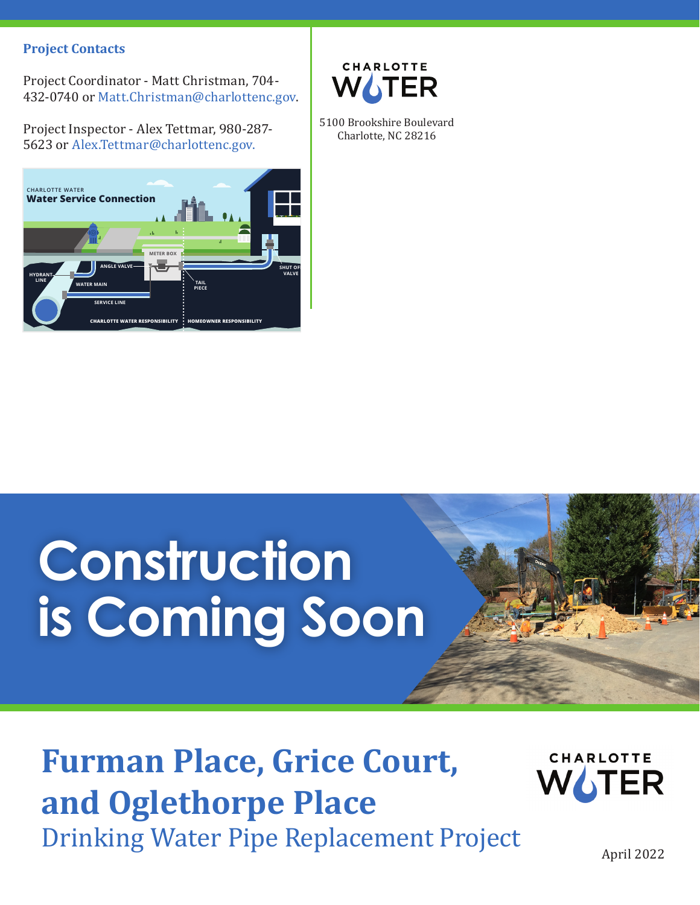### Project Contacts

Project Coordinator - Matt Christman, 704-432-0740 or Matt.Christman@charlottenc.gov.

Project Inspector - Alex Tettmar, 980-287-5623 or Alex.Tettmar@charlottenc.gov.

CHARLOTTE WATER

5100 Brookshire Boulevard
Charlotte, NC 28216

# Construction is Coming Soon

## Furman Place, Grice Court, and Oglethorpe Place

Drinking Water Pipe Replacement Project

CHARLOTTE WATER

April 2022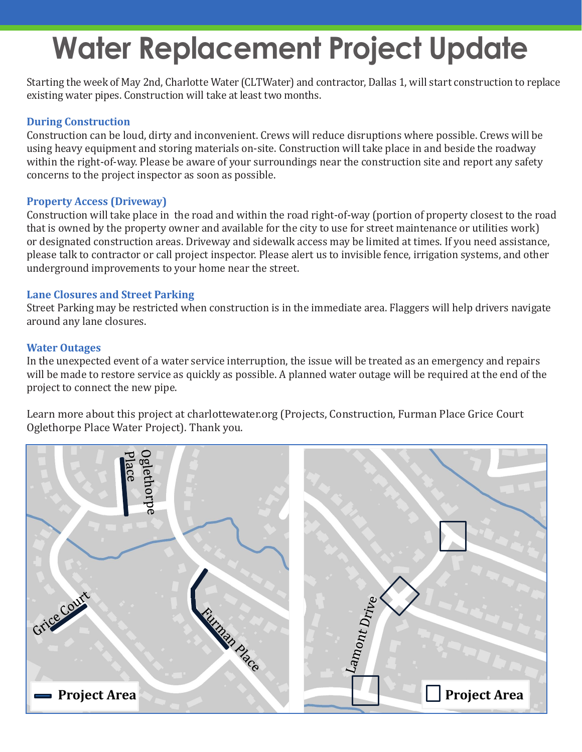# Water Replacement Project Update

Starting the week of May 2nd, Charlotte Water (CLTWater) and contractor, Dallas 1, will start construction to replace existing water pipes. Construction will take at least two months.

### During Construction

Construction can be loud, dirty and inconvenient. Crews will reduce disruptions where possible. Crews will be using heavy equipment and storing materials on-site. Construction will take place in and beside the roadway within the right-of-way. Please be aware of your surroundings near the construction site and report any safety concerns to the project inspector as soon as possible.

### Property Access (Driveway)

Construction will take place in the road and within the road right-of-way (portion of property closest to the road that is owned by the property owner and available for the city to use for street maintenance or utilities work) or designated construction areas. Driveway and sidewalk access may be limited at times. If you need assistance, please talk to contractor or call project inspector. Please alert us to invisible fence, irrigation systems, and other underground improvements to your home near the street.

### Lane Closures and Street Parking

Street Parking may be restricted when construction is in the immediate area. Flaggers will help drivers navigate around any lane closures.

### Water Outages

In the unexpected event of a water service interruption, the issue will be treated as an emergency and repairs will be made to restore service as quickly as possible. A planned water outage will be required at the end of the project to connect the new pipe.

Learn more about this project at charlottewater.org (Projects, Construction, Furman Place Grice Court Oglethorpe Place Water Project). Thank you.

Oglethorpe Place

Grice Court

Furman Place

**Project Area**

Lamont Drive

**Project Area**